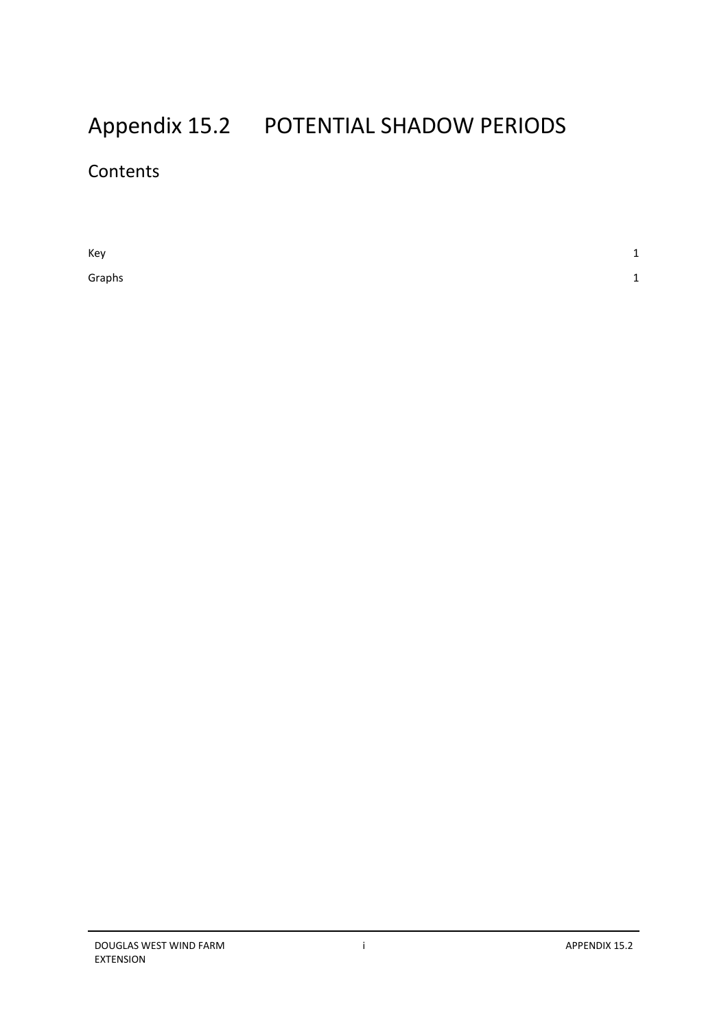# Appendix 15.2 POTENTIAL SHADOW PERIODS

## Contents

| | |
|---|---|
| Key | 1 |
| Graphs | 1 |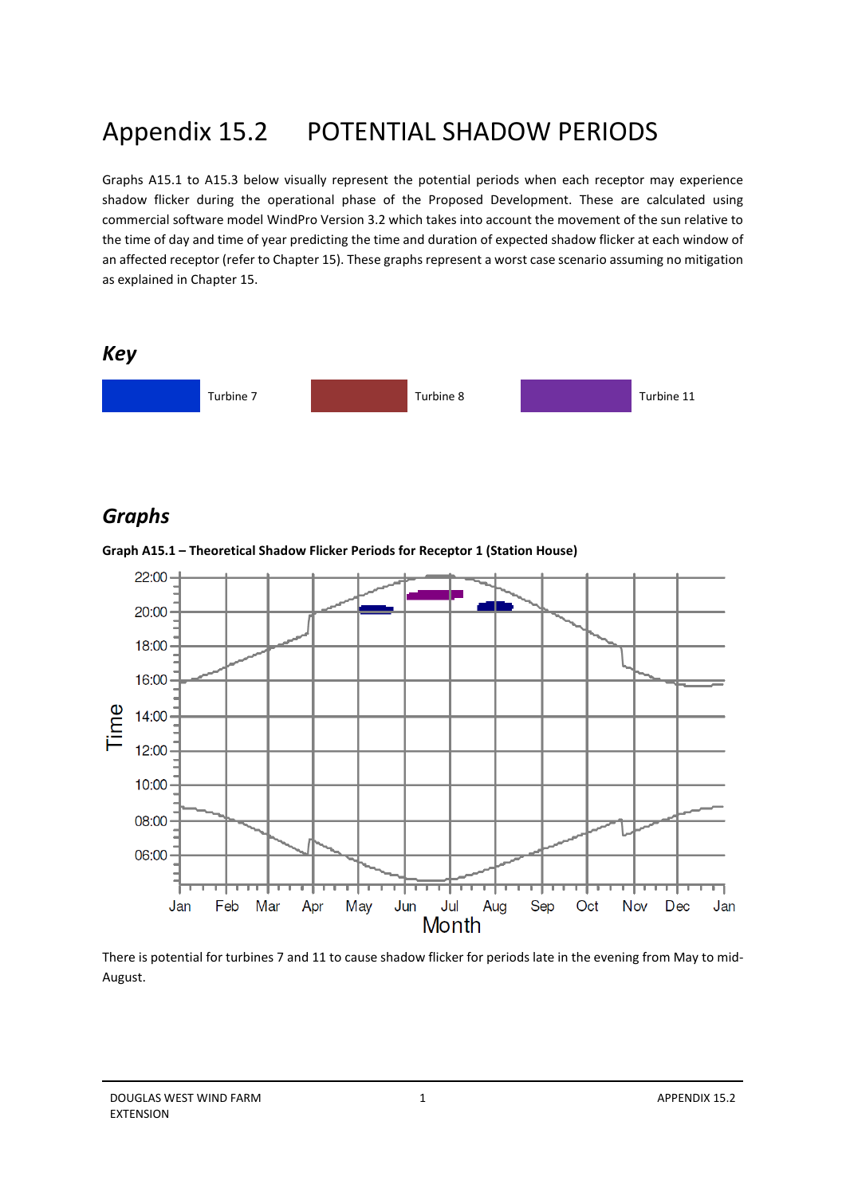# Appendix 15.2 POTENTIAL SHADOW PERIODS

Graphs A15.1 to A15.3 below visually represent the potential periods when each receptor may experience shadow flicker during the operational phase of the Proposed Development. These are calculated using commercial software model WindPro Version 3.2 which takes into account the movement of the sun relative to the time of day and time of year predicting the time and duration of expected shadow flicker at each window of an affected receptor (refer to Chapter 15). These graphs represent a worst case scenario assuming no mitigation as explained in Chapter 15.

## *Key*

| Colour | Turbine |
|---|---|
| Blue | Turbine 7 |
| Red | Turbine 8 |
| Purple | Turbine 11 |

## *Graphs*

**Graph A15.1 – Theoretical Shadow Flicker Periods for Receptor 1 (Station House)**

There is potential for turbines 7 and 11 to cause shadow flicker for periods late in the evening from May to mid-August.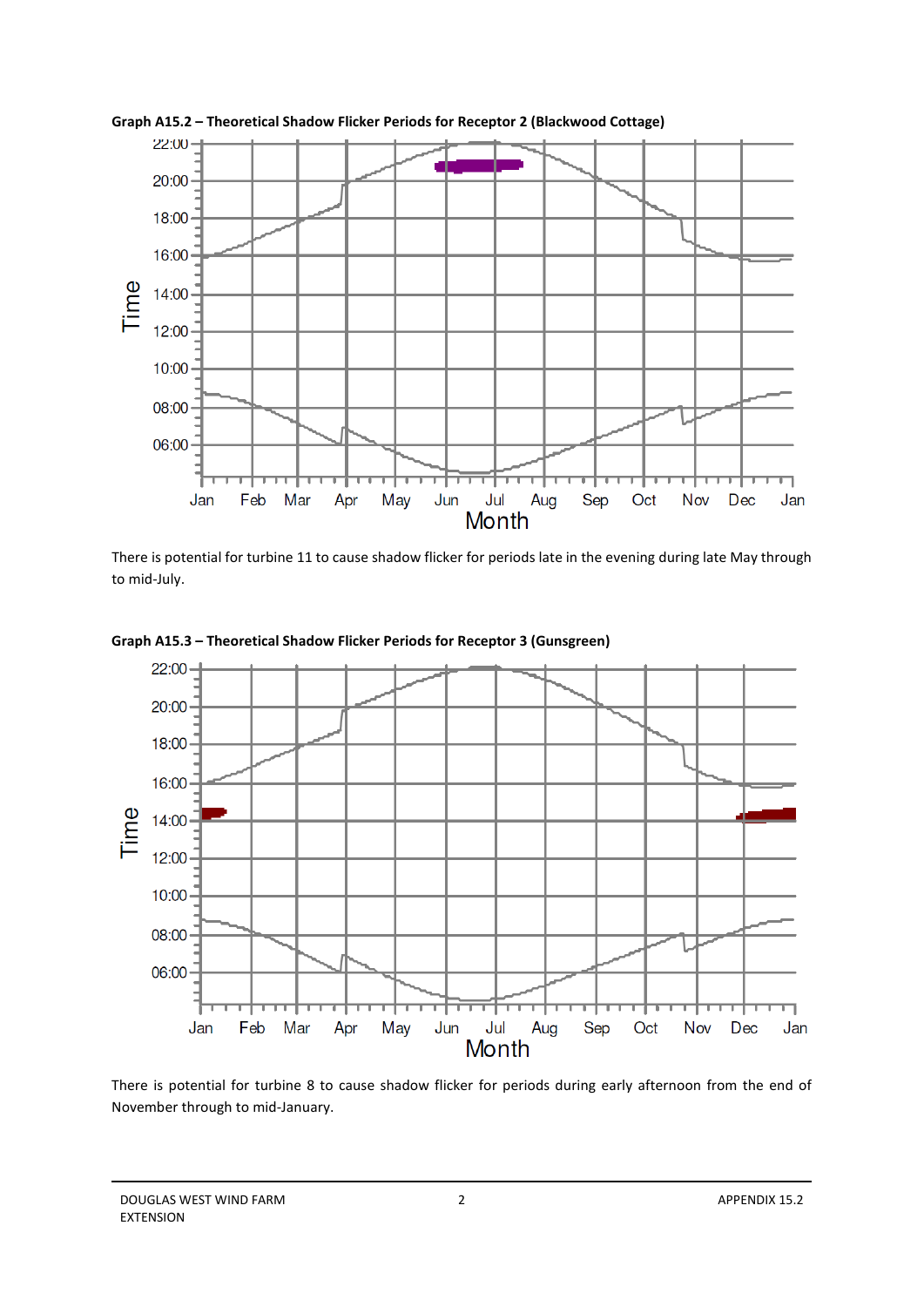**Graph A15.2 – Theoretical Shadow Flicker Periods for Receptor 2 (Blackwood Cottage)**

Time

22:00
20:00
18:00
16:00
14:00
12:00
10:00
08:00
06:00

Jan Feb Mar Apr May Jun Jul Aug Sep Oct Nov Dec Jan

Month

There is potential for turbine 11 to cause shadow flicker for periods late in the evening during late May through to mid-July.

**Graph A15.3 – Theoretical Shadow Flicker Periods for Receptor 3 (Gunsgreen)**

Time

22:00
20:00
18:00
16:00
14:00
12:00
10:00
08:00
06:00

Jan Feb Mar Apr May Jun Jul Aug Sep Oct Nov Dec Jan

Month

There is potential for turbine 8 to cause shadow flicker for periods during early afternoon from the end of November through to mid-January.